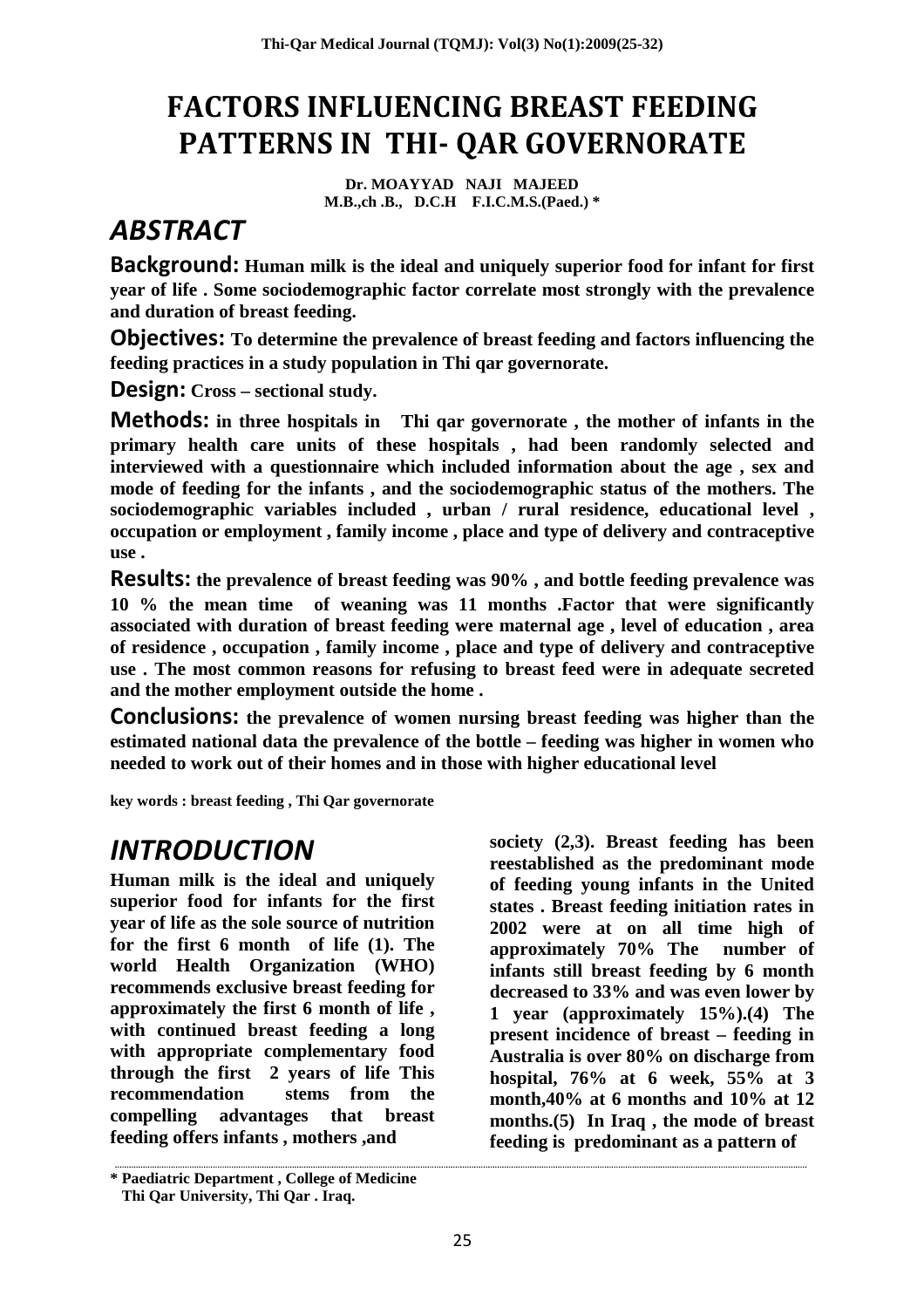# FACTORS INFLUENCING BREAST FEEDING PATTERNS IN THI- QAR GOVERNORATE

**Dr. MOAYYAD NAJI MAJEED**
**M.B.,ch .B., D.C.H F.I.C.M.S.(Paed.) ***

## ABSTRACT

**Background:** Human milk is the ideal and uniquely superior food for infant for first year of life . Some sociodemographic factor correlate most strongly with the prevalence and duration of breast feeding.

**Objectives:** To determine the prevalence of breast feeding and factors influencing the feeding practices in a study population in Thi qar governorate.

**Design:** Cross – sectional study.

**Methods:** in three hospitals in Thi qar governorate , the mother of infants in the primary health care units of these hospitals , had been randomly selected and interviewed with a questionnaire which included information about the age , sex and mode of feeding for the infants , and the sociodemographic status of the mothers. The sociodemographic variables included , urban / rural residence, educational level , occupation or employment , family income , place and type of delivery and contraceptive use .

**Results:** the prevalence of breast feeding was 90% , and bottle feeding prevalence was 10 % the mean time of weaning was 11 months .Factor that were significantly associated with duration of breast feeding were maternal age , level of education , area of residence , occupation , family income , place and type of delivery and contraceptive use . The most common reasons for refusing to breast feed were in adequate secreted and the mother employment outside the home .

**Conclusions:** the prevalence of women nursing breast feeding was higher than the estimated national data the prevalence of the bottle – feeding was higher in women who needed to work out of their homes and in those with higher educational level

**key words : breast feeding , Thi Qar governorate**

## INTRODUCTION

Human milk is the ideal and uniquely superior food for infants for the first year of life as the sole source of nutrition for the first 6 month of life (1). The world Health Organization (WHO) recommends exclusive breast feeding for approximately the first 6 month of life , with continued breast feeding a long with appropriate complementary food through the first 2 years of life This recommendation stems from the compelling advantages that breast feeding offers infants , mothers ,and society (2,3). Breast feeding has been reestablished as the predominant mode of feeding young infants in the United states . Breast feeding initiation rates in 2002 were at on all time high of approximately 70% The number of infants still breast feeding by 6 month decreased to 33% and was even lower by 1 year (approximately 15%).(4) The present incidence of breast – feeding in Australia is over 80% on discharge from hospital, 76% at 6 week, 55% at 3 month,40% at 6 months and 10% at 12 months.(5) In Iraq , the mode of breast feeding is predominant as a pattern of

---

\* Paediatric Department , College of Medicine
Thi Qar University, Thi Qar . Iraq.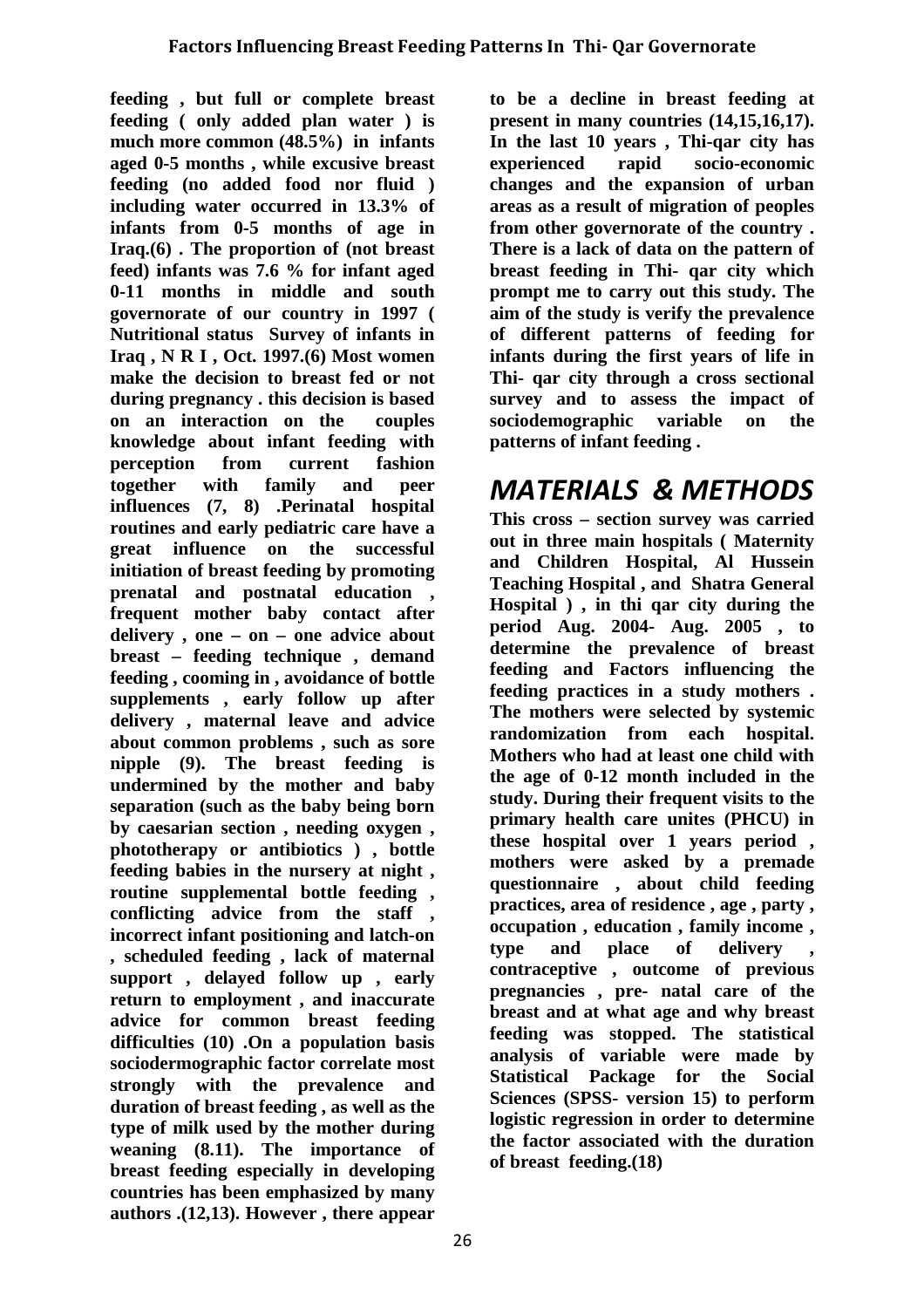**feeding , but full or complete breast feeding ( only added plan water ) is much more common (48.5%) in infants aged 0-5 months , while excusive breast feeding (no added food nor fluid ) including water occurred in 13.3% of infants from 0-5 months of age in Iraq.(6) . The proportion of (not breast feed) infants was 7.6 % for infant aged 0-11 months in middle and south governorate of our country in 1997 ( Nutritional status Survey of infants in Iraq , N R I , Oct. 1997.(6) Most women make the decision to breast fed or not during pregnancy . this decision is based on an interaction on the couples knowledge about infant feeding with perception from current fashion together with family and peer influences (7, 8) .Perinatal hospital routines and early pediatric care have a great influence on the successful initiation of breast feeding by promoting prenatal and postnatal education , frequent mother baby contact after delivery , one – on – one advice about breast – feeding technique , demand feeding , cooming in , avoidance of bottle supplements , early follow up after delivery , maternal leave and advice about common problems , such as sore nipple (9). The breast feeding is undermined by the mother and baby separation (such as the baby being born by caesarian section , needing oxygen , phototherapy or antibiotics ) , bottle feeding babies in the nursery at night , routine supplemental bottle feeding , conflicting advice from the staff , incorrect infant positioning and latch-on , scheduled feeding , lack of maternal support , delayed follow up , early return to employment , and inaccurate advice for common breast feeding difficulties (10) .On a population basis sociodermographic factor correlate most strongly with the prevalence and duration of breast feeding , as well as the type of milk used by the mother during weaning (8.11). The importance of breast feeding especially in developing countries has been emphasized by many authors .(12,13). However , there appear to be a decline in breast feeding at present in many countries (14,15,16,17). In the last 10 years , Thi-qar city has experienced rapid socio-economic changes and the expansion of urban areas as a result of migration of peoples from other governorate of the country . There is a lack of data on the pattern of breast feeding in Thi- qar city which prompt me to carry out this study. The aim of the study is verify the prevalence of different patterns of feeding for infants during the first years of life in Thi- qar city through a cross sectional survey and to assess the impact of sociodemographic variable on the patterns of infant feeding .**

# *MATERIALS & METHODS*

**This cross – section survey was carried out in three main hospitals ( Maternity and Children Hospital, Al Hussein Teaching Hospital , and Shatra General Hospital ) , in thi qar city during the period Aug. 2004- Aug. 2005 , to determine the prevalence of breast feeding and Factors influencing the feeding practices in a study mothers . The mothers were selected by systemic randomization from each hospital. Mothers who had at least one child with the age of 0-12 month included in the study. During their frequent visits to the primary health care unites (PHCU) in these hospital over 1 years period , mothers were asked by a premade questionnaire , about child feeding practices, area of residence , age , party , occupation , education , family income , type and place of delivery , contraceptive , outcome of previous pregnancies , pre- natal care of the breast and at what age and why breast feeding was stopped. The statistical analysis of variable were made by Statistical Package for the Social Sciences (SPSS- version 15) to perform logistic regression in order to determine the factor associated with the duration of breast feeding.(18)**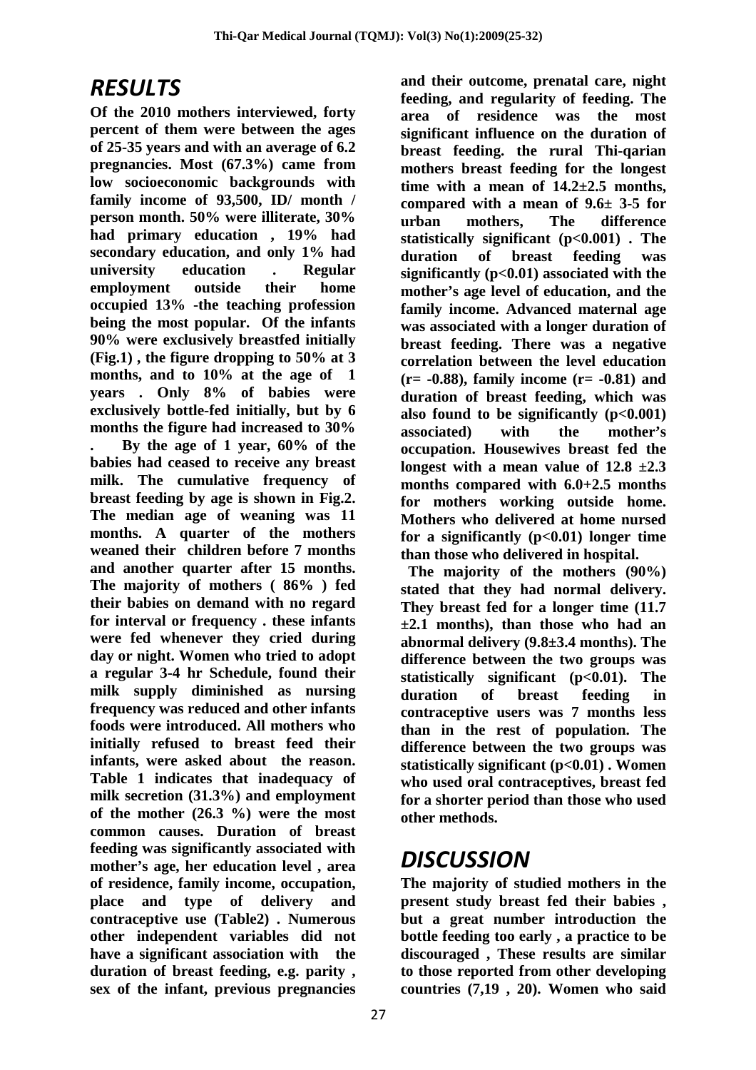# RESULTS

Of the 2010 mothers interviewed, forty percent of them were between the ages of 25-35 years and with an average of 6.2 pregnancies. Most (67.3%) came from low socioeconomic backgrounds with family income of 93,500, ID/ month / person month. 50% were illiterate, 30% had primary education , 19% had secondary education, and only 1% had university education . Regular employment outside their home occupied 13% -the teaching profession being the most popular. Of the infants 90% were exclusively breastfed initially (Fig.1) , the figure dropping to 50% at 3 months, and to 10% at the age of 1 years . Only 8% of babies were exclusively bottle-fed initially, but by 6 months the figure had increased to 30% . By the age of 1 year, 60% of the babies had ceased to receive any breast milk. The cumulative frequency of breast feeding by age is shown in Fig.2. The median age of weaning was 11 months. A quarter of the mothers weaned their children before 7 months and another quarter after 15 months. The majority of mothers ( 86% ) fed their babies on demand with no regard for interval or frequency . these infants were fed whenever they cried during day or night. Women who tried to adopt a regular 3-4 hr Schedule, found their milk supply diminished as nursing frequency was reduced and other infants foods were introduced. All mothers who initially refused to breast feed their infants, were asked about the reason. Table 1 indicates that inadequacy of milk secretion (31.3%) and employment of the mother (26.3 %) were the most common causes. Duration of breast feeding was significantly associated with mother's age, her education level , area of residence, family income, occupation, place and type of delivery and contraceptive use (Table2) . Numerous other independent variables did not have a significant association with the duration of breast feeding, e.g. parity , sex of the infant, previous pregnancies and their outcome, prenatal care, night feeding, and regularity of feeding. The area of residence was the most significant influence on the duration of breast feeding. the rural Thi-qarian mothers breast feeding for the longest time with a mean of 14.2±2.5 months, compared with a mean of 9.6± 3-5 for urban mothers, The difference statistically significant ($p<0.001$) . The duration of breast feeding was significantly ($p<0.01$) associated with the mother's age level of education, and the family income. Advanced maternal age was associated with a longer duration of breast feeding. There was a negative correlation between the level education ($r= -0.88$), family income ($r= -0.81$) and duration of breast feeding, which was also found to be significantly ($p<0.001$) associated) with the mother's occupation. Housewives breast fed the longest with a mean value of 12.8 ±2.3 months compared with 6.0+2.5 months for mothers working outside home. Mothers who delivered at home nursed for a significantly ($p<0.01$) longer time than those who delivered in hospital.

The majority of the mothers (90%) stated that they had normal delivery. They breast fed for a longer time (11.7 ±2.1 months), than those who had an abnormal delivery (9.8±3.4 months). The difference between the two groups was statistically significant ($p<0.01$). The duration of breast feeding in contraceptive users was 7 months less than in the rest of population. The difference between the two groups was statistically significant ($p<0.01$) . Women who used oral contraceptives, breast fed for a shorter period than those who used other methods.

# DISCUSSION

The majority of studied mothers in the present study breast fed their babies , but a great number introduction the bottle feeding too early , a practice to be discouraged , These results are similar to those reported from other developing countries (7,19 , 20). Women who said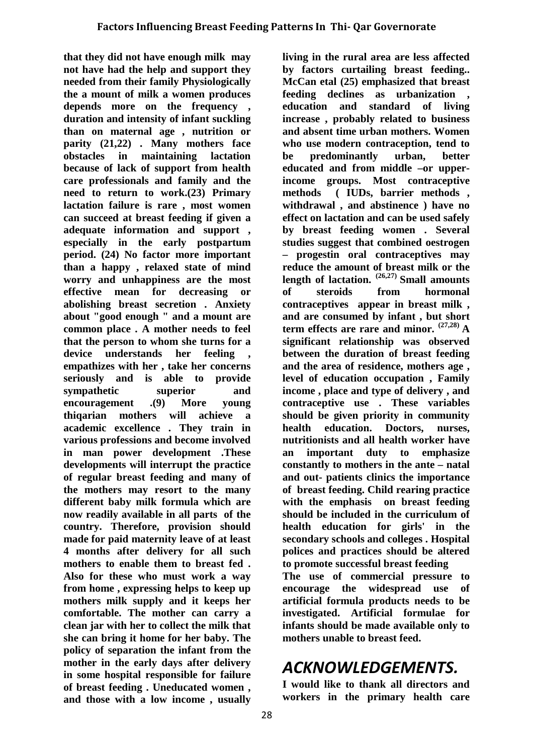**that they did not have enough milk may not have had the help and support they needed from their family Physiologically the a mount of milk a women produces depends more on the frequency , duration and intensity of infant suckling than on maternal age , nutrition or parity (21,22) . Many mothers face obstacles in maintaining lactation because of lack of support from health care professionals and family and the need to return to work.(23) Primary lactation failure is rare , most women can succeed at breast feeding if given a adequate information and support , especially in the early postpartum period. (24) No factor more important than a happy , relaxed state of mind worry and unhappiness are the most effective mean for decreasing or abolishing breast secretion . Anxiety about "good enough " and a mount are common place . A mother needs to feel that the person to whom she turns for a device understands her feeling , empathizes with her , take her concerns seriously and is able to provide sympathetic superior and encouragement .(9) More young thiqarian mothers will achieve a academic excellence . They train in various professions and become involved in man power development .These developments will interrupt the practice of regular breast feeding and many of the mothers may resort to the many different baby milk formula which are now readily available in all parts of the country. Therefore, provision should made for paid maternity leave of at least 4 months after delivery for all such mothers to enable them to breast fed . Also for these who must work a way from home , expressing helps to keep up mothers milk supply and it keeps her comfortable. The mother can carry a clean jar with her to collect the milk that she can bring it home for her baby. The policy of separation the infant from the mother in the early days after delivery in some hospital responsible for failure of breast feeding . Uneducated women , and those with a low income , usually living in the rural area are less affected by factors curtailing breast feeding.. McCan etal (25) emphasized that breast feeding declines as urbanization , education and standard of living increase , probably related to business and absent time urban mothers. Women who use modern contraception, tend to be predominantly urban, better educated and from middle –or upper-income groups. Most contraceptive methods ( IUDs, barrier methods , withdrawal , and abstinence ) have no effect on lactation and can be used safely by breast feeding women . Several studies suggest that combined oestrogen – progestin oral contraceptives may reduce the amount of breast milk or the length of lactation. [26,27] Small amounts of steroids from hormonal contraceptives appear in breast milk , and are consumed by infant , but short term effects are rare and minor. [27,28] A significant relationship was observed between the duration of breast feeding and the area of residence, mothers age , level of education occupation , Family income , place and type of delivery , and contraceptive use . These variables should be given priority in community health education. Doctors, nurses, nutritionists and all health worker have an important duty to emphasize constantly to mothers in the ante – natal and out- patients clinics the importance of breast feeding. Child rearing practice with the emphasis on breast feeding should be included in the curriculum of health education for girls' in the secondary schools and colleges . Hospital polices and practices should be altered to promote successful breast feeding**

**The use of commercial pressure to encourage the widespread use of artificial formula products needs to be investigated. Artificial formulae for infants should be made available only to mothers unable to breast feed.**

## *ACKNOWLEDGEMENTS.*

**I would like to thank all directors and workers in the primary health care**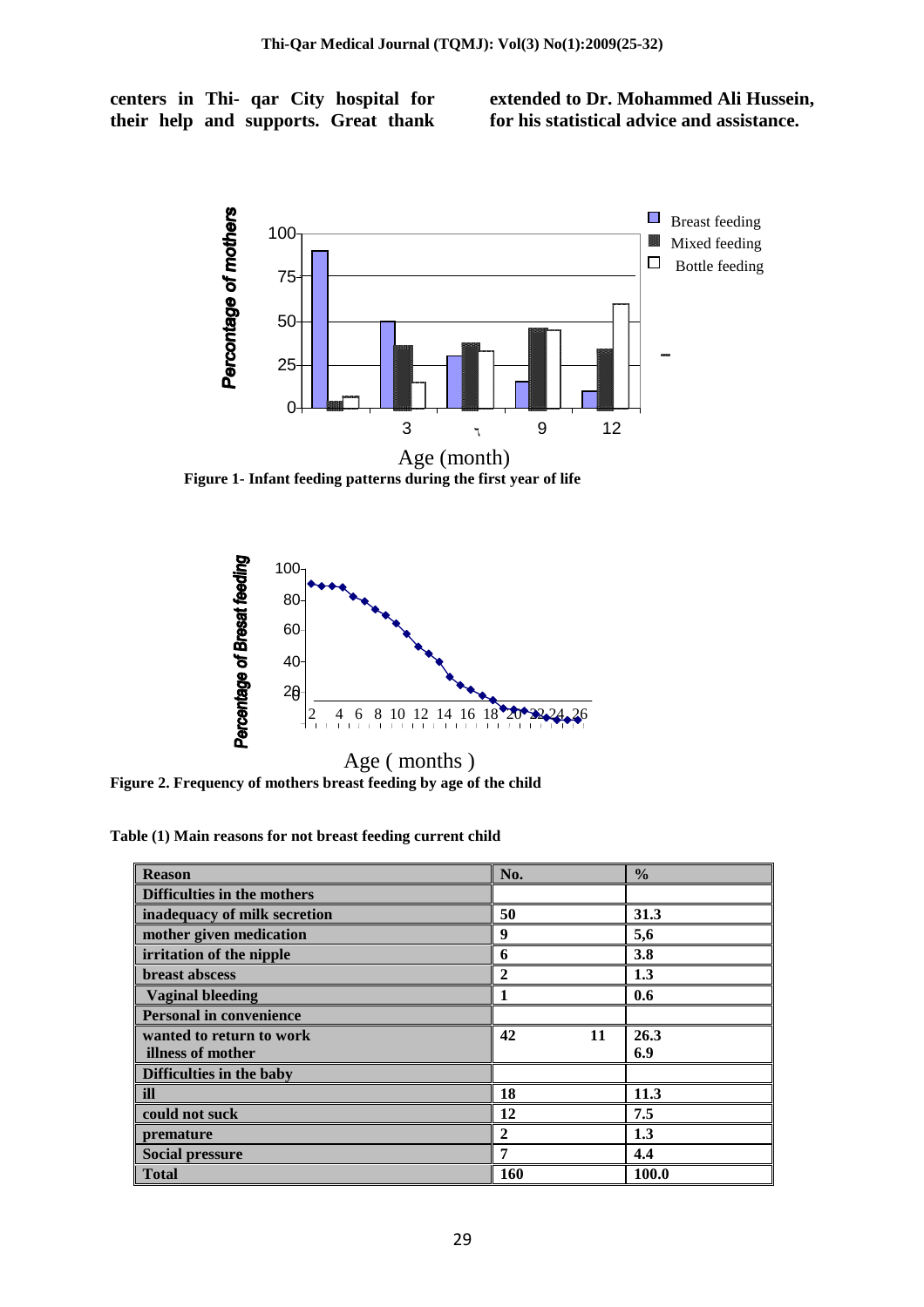centers in Thi- qar City hospital for their help and supports. Great thank extended to Dr. Mohammed Ali Hussein, for his statistical advice and assistance.

**Figure 1- Infant feeding patterns during the first year of life**

**Figure 2. Frequency of mothers breast feeding by age of the child**

**Table (1) Main reasons for not breast feeding current child**

| Reason | No. | % |
|---|---|---|
| **Difficulties in the mothers** | | |
| inadequacy of milk secretion | 50 | 31.3 |
| mother given medication | 9 | 5,6 |
| irritation of the nipple | 6 | 3.8 |
| breast abscess | 2 | 1.3 |
| Vaginal bleeding | 1 | 0.6 |
| **Personal in convenience** | | |
| wanted to return to work | 42 | 26.3 |
| illness of mother | 11 | 6.9 |
| **Difficulties in the baby** | | |
| ill | 18 | 11.3 |
| could not suck | 12 | 7.5 |
| premature | 2 | 1.3 |
| Social pressure | 7 | 4.4 |
| **Total** | 160 | 100.0 |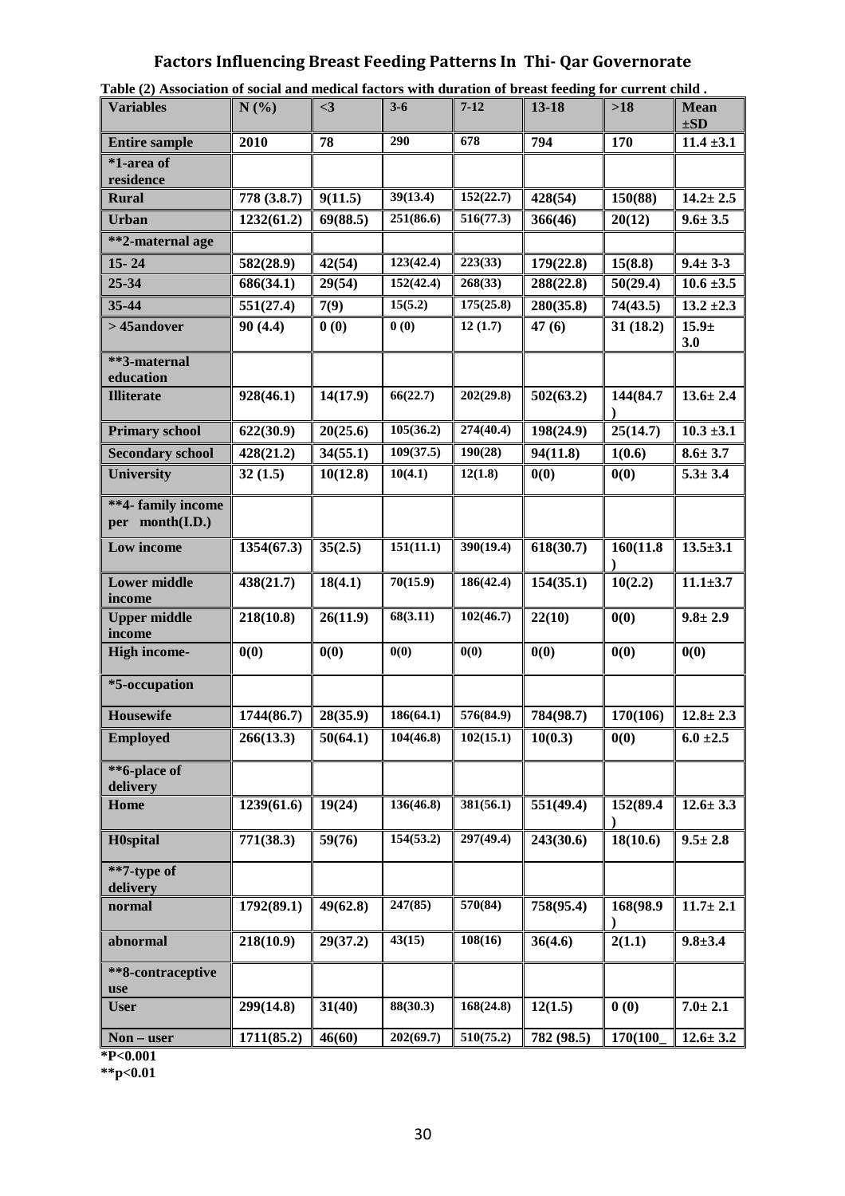# Factors Influencing Breast Feeding Patterns In Thi- Qar Governorate

**Table (2) Association of social and medical factors with duration of breast feeding for current child .**

| Variables | N (%) | <3 | 3-6 | 7-12 | 13-18 | >18 | Mean ±SD |
|---|---|---|---|---|---|---|---|
| **Entire sample** | 2010 | 78 | 290 | 678 | 794 | 170 | 11.4 ±3.1 |
| **\*1-area of residence** | | | | | | | |
| **Rural** | 778 (3.8.7) | 9(11.5) | 39(13.4) | 152(22.7) | 428(54) | 150(88) | 14.2± 2.5 |
| **Urban** | 1232(61.2) | 69(88.5) | 251(86.6) | 516(77.3) | 366(46) | 20(12) | 9.6± 3.5 |
| **\*\*2-maternal age** | | | | | | | |
| **15- 24** | 582(28.9) | 42(54) | 123(42.4) | 223(33) | 179(22.8) | 15(8.8) | 9.4± 3-3 |
| **25-34** | 686(34.1) | 29(54) | 152(42.4) | 268(33) | 288(22.8) | 50(29.4) | 10.6 ±3.5 |
| **35-44** | 551(27.4) | 7(9) | 15(5.2) | 175(25.8) | 280(35.8) | 74(43.5) | 13.2 ±2.3 |
| **> 45andover** | 90 (4.4) | 0 (0) | 0 (0) | 12 (1.7) | 47 (6) | 31 (18.2) | 15.9± 3.0 |
| **\*\*3-maternal education** | | | | | | | |
| **Illiterate** | 928(46.1) | 14(17.9) | 66(22.7) | 202(29.8) | 502(63.2) | 144(84.7 ) | 13.6± 2.4 |
| **Primary school** | 622(30.9) | 20(25.6) | 105(36.2) | 274(40.4) | 198(24.9) | 25(14.7) | 10.3 ±3.1 |
| **Secondary school** | 428(21.2) | 34(55.1) | 109(37.5) | 190(28) | 94(11.8) | 1(0.6) | 8.6± 3.7 |
| **University** | 32 (1.5) | 10(12.8) | 10(4.1) | 12(1.8) | 0(0) | 0(0) | 5.3± 3.4 |
| **\*\*4- family income per month(I.D.)** | | | | | | | |
| **Low income** | 1354(67.3) | 35(2.5) | 151(11.1) | 390(19.4) | 618(30.7) | 160(11.8 ) | 13.5±3.1 |
| **Lower middle income** | 438(21.7) | 18(4.1) | 70(15.9) | 186(42.4) | 154(35.1) | 10(2.2) | 11.1±3.7 |
| **Upper middle income** | 218(10.8) | 26(11.9) | 68(3.11) | 102(46.7) | 22(10) | 0(0) | 9.8± 2.9 |
| **High income-** | 0(0) | 0(0) | 0(0) | 0(0) | 0(0) | 0(0) | 0(0) |
| **\*5-occupation** | | | | | | | |
| **Housewife** | 1744(86.7) | 28(35.9) | 186(64.1) | 576(84.9) | 784(98.7) | 170(106) | 12.8± 2.3 |
| **Employed** | 266(13.3) | 50(64.1) | 104(46.8) | 102(15.1) | 10(0.3) | 0(0) | 6.0 ±2.5 |
| **\*\*6-place of delivery** | | | | | | | |
| **Home** | 1239(61.6) | 19(24) | 136(46.8) | 381(56.1) | 551(49.4) | 152(89.4 ) | 12.6± 3.3 |
| **H0spital** | 771(38.3) | 59(76) | 154(53.2) | 297(49.4) | 243(30.6) | 18(10.6) | 9.5± 2.8 |
| **\*\*7-type of delivery** | | | | | | | |
| **normal** | 1792(89.1) | 49(62.8) | 247(85) | 570(84) | 758(95.4) | 168(98.9 ) | 11.7± 2.1 |
| **abnormal** | 218(10.9) | 29(37.2) | 43(15) | 108(16) | 36(4.6) | 2(1.1) | 9.8±3.4 |
| **\*\*8-contraceptive use** | | | | | | | |
| **User** | 299(14.8) | 31(40) | 88(30.3) | 168(24.8) | 12(1.5) | 0 (0) | 7.0± 2.1 |
| **Non – user** | 1711(85.2) | 46(60) | 202(69.7) | 510(75.2) | 782 (98.5) | 170(100_ | 12.6± 3.2 |

**\*P<0.001**

**\*\*p<0.01**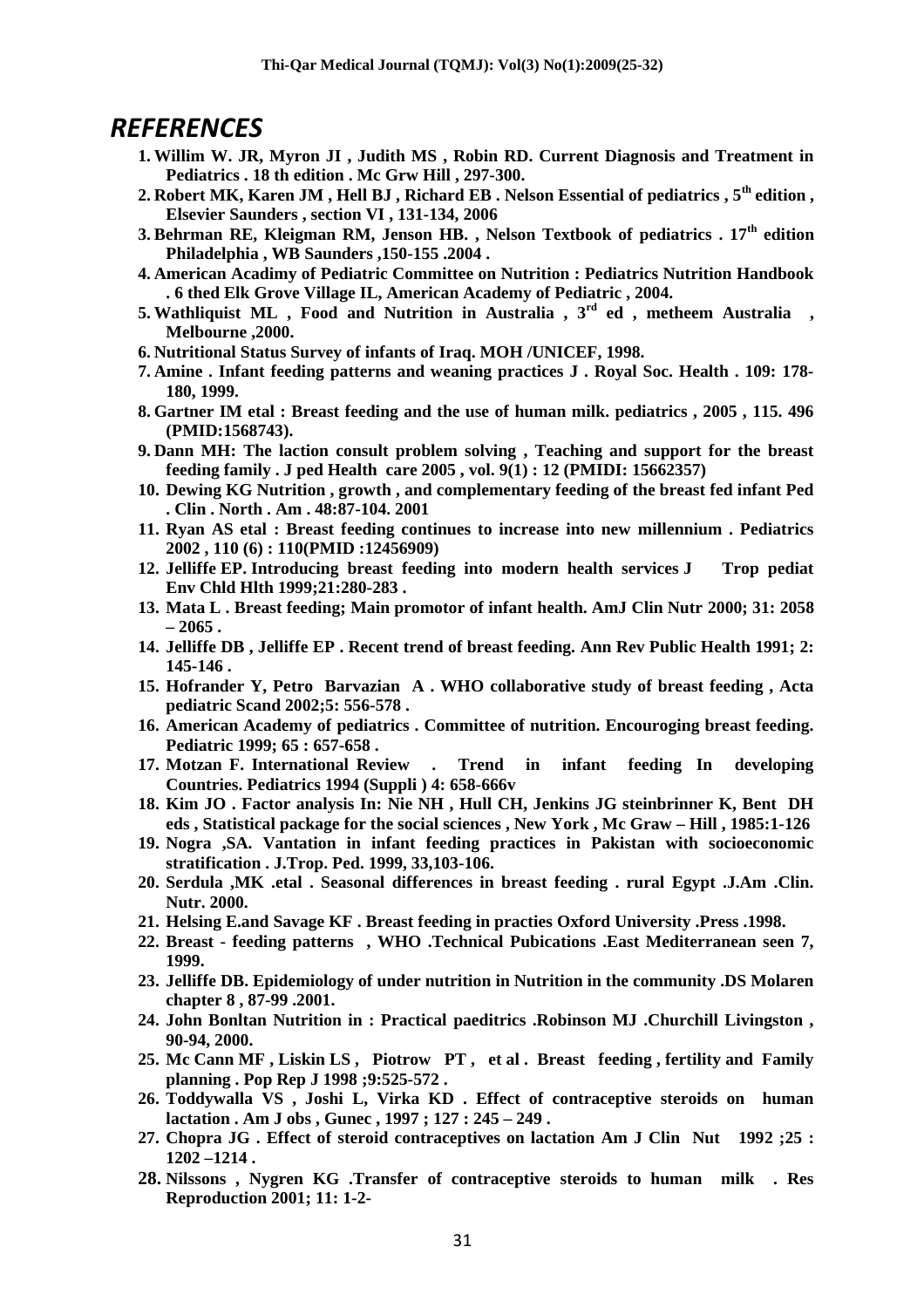# REFERENCES

1. Willim W. JR, Myron JI , Judith MS , Robin RD. Current Diagnosis and Treatment in Pediatrics . 18 th edition . Mc Grw Hill , 297-300.
2. Robert MK, Karen JM , Hell BJ , Richard EB . Nelson Essential of pediatrics , 5th edition , Elsevier Saunders , section VI , 131-134, 2006
3. Behrman RE, Kleigman RM, Jenson HB. , Nelson Textbook of pediatrics . 17th edition Philadelphia , WB Saunders ,150-155 .2004 .
4. American Acadimy of Pediatric Committee on Nutrition : Pediatrics Nutrition Handbook . 6 thed Elk Grove Village IL, American Academy of Pediatric , 2004.
5. Wathliquist ML , Food and Nutrition in Australia , 3rd ed , metheem Australia , Melbourne ,2000.
6. Nutritional Status Survey of infants of Iraq. MOH /UNICEF, 1998.
7. Amine . Infant feeding patterns and weaning practices J . Royal Soc. Health . 109: 178-180, 1999.
8. Gartner IM etal : Breast feeding and the use of human milk. pediatrics , 2005 , 115. 496 (PMID:1568743).
9. Dann MH: The laction consult problem solving , Teaching and support for the breast feeding family . J ped Health care 2005 , vol. 9(1) : 12 (PMIDI: 15662357)
10. Dewing KG Nutrition , growth , and complementary feeding of the breast fed infant Ped . Clin . North . Am . 48:87-104. 2001
11. Ryan AS etal : Breast feeding continues to increase into new millennium . Pediatrics 2002 , 110 (6) : 110(PMID :12456909)
12. Jelliffe EP. Introducing breast feeding into modern health services J Trop pediat Env Chld Hlth 1999;21:280-283 .
13. Mata L . Breast feeding; Main promotor of infant health. AmJ Clin Nutr 2000; 31: 2058 – 2065 .
14. Jelliffe DB , Jelliffe EP . Recent trend of breast feeding. Ann Rev Public Health 1991; 2: 145-146 .
15. Hofrander Y, Petro Barvazian A . WHO collaborative study of breast feeding , Acta pediatric Scand 2002;5: 556-578 .
16. American Academy of pediatrics . Committee of nutrition. Encouroging breast feeding. Pediatric 1999; 65 : 657-658 .
17. Motzan F. International Review . Trend in infant feeding In developing Countries. Pediatrics 1994 (Suppli ) 4: 658-666v
18. Kim JO . Factor analysis In: Nie NH , Hull CH, Jenkins JG steinbrinner K, Bent DH eds , Statistical package for the social sciences , New York , Mc Graw – Hill , 1985:1-126
19. Nogra ,SA. Vantation in infant feeding practices in Pakistan with socioeconomic stratification . J.Trop. Ped. 1999, 33,103-106.
20. Serdula ,MK .etal . Seasonal differences in breast feeding . rural Egypt .J.Am .Clin. Nutr. 2000.
21. Helsing E.and Savage KF . Breast feeding in practies Oxford University .Press .1998.
22. Breast - feeding patterns , WHO .Technical Pubications .East Mediterranean seen 7, 1999.
23. Jelliffe DB. Epidemiology of under nutrition in Nutrition in the community .DS Molaren chapter 8 , 87-99 .2001.
24. John Bonltan Nutrition in : Practical paeditrics .Robinson MJ .Churchill Livingston , 90-94, 2000.
25. Mc Cann MF , Liskin LS , Piotrow PT , et al . Breast feeding , fertility and Family planning . Pop Rep J 1998 ;9:525-572 .
26. Toddywalla VS , Joshi L, Virka KD . Effect of contraceptive steroids on human lactation . Am J obs , Gunec , 1997 ; 127 : 245 – 249 .
27. Chopra JG . Effect of steroid contraceptives on lactation Am J Clin Nut 1992 ;25 : 1202 –1214 .
28. Nilssons , Nygren KG .Transfer of contraceptive steroids to human milk . Res Reproduction 2001; 11: 1-2-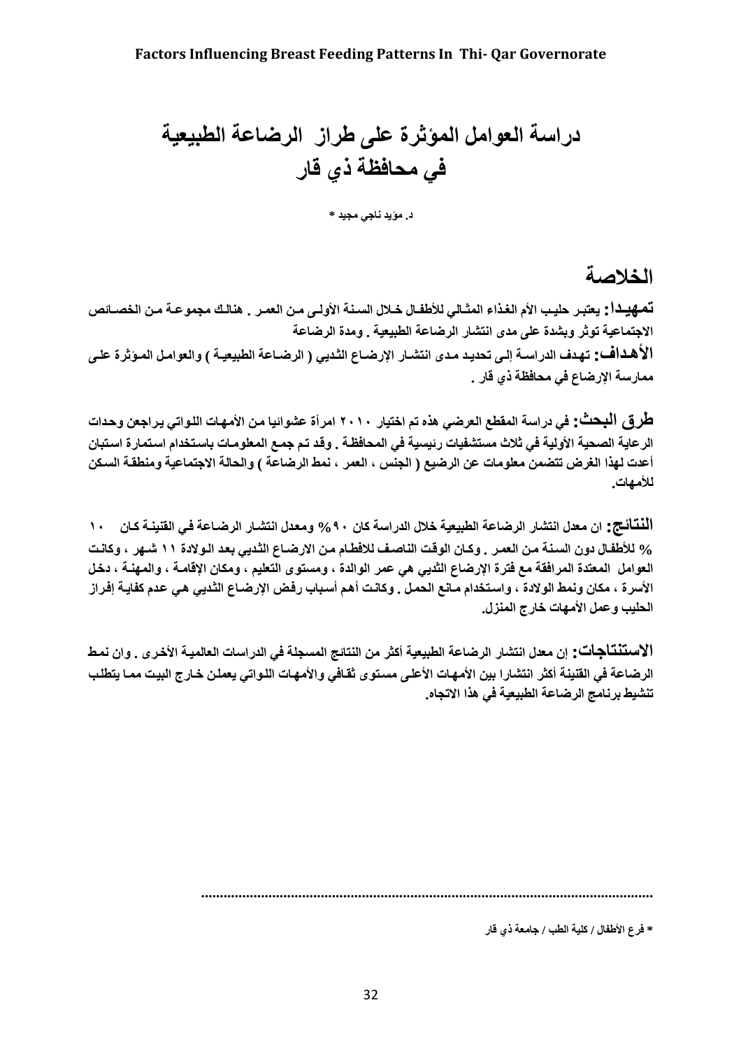# دراسة العوامل المؤثرة على طراز الرضاعة الطبيعية في محافظة ذي قار

د. مؤيد ناجي مجيد *

## الخلاصة

**تمهيدا:** يعتبر حليب الأم الغذاء المثالي للأطفال خلال السنة الأولى من العمر . هنالك مجموعة من الخصائص الاجتماعية تؤثر وبشدة على مدى انتشار الرضاعة الطبيعية . ومدة الرضاعة

**الأهداف:** تهدف الدراسة إلى تحديد مدى انتشار الإرضاع الثدي ( الرضاعة الطبيعية ) والعوامل المؤثرة على ممارسة الإرضاع في محافظة ذي قار .

**طرق البحث:** في دراسة المقطع العرضي هذه تم اختيار ٢٠١٠ امرأة عشوائيا من الأمهات اللواتي يراجعن وحدات الرعاية الصحية الأولية في ثلاث مستشفيات رئيسية في المحافظة . وقد تم جمع المعلومات باستخدام استمارة استبان أعدت لهذا الغرض تتضمن معلومات عن الرضيع ( الجنس ، العمر ، نمط الرضاعة ) والحالة الاجتماعية ومنطقة السكن للأمهات.

**النتائج:** ان معدل انتشار الرضاعة الطبيعية خلال الدراسة كان ٩٠% ومعدل انتشار الرضاعة في القنينة كان ١٠ % للأطفال دون السنة من العمر . وكان الوقت الناصف للافطام من الارضاع الثدي بعد الولادة ١١ شهر ، وكانت العوامل المعتدة المرافقة مع فترة الإرضاع الثدي هي عمر الوالدة ، ومستوى التعليم ، ومكان الإقامة ، والمهنة ، دخل الأسرة ، مكان ونمط الولادة ، واستخدام مانع الحمل . وكانت أهم أسباب رفض الإرضاع الثدي هي عدم كفاية إفراز الحليب وعمل الأمهات خارج المنزل.

**الاستنتاجات:** إن معدل انتشار الرضاعة الطبيعية أكثر من النتائج المسجلة في الدراسات العالمية الأخرى . وان نمط الرضاعة في القنينة أكثر انتشارا بين الأمهات الأعلى مستوى ثقافي والأمهات اللواتي يعملن خارج البيت مما يتطلب تنشيط برنامج الرضاعة الطبيعية في هذا الاتجاه.

---

* فرع الأطفال / كلية الطب / جامعة ذي قار